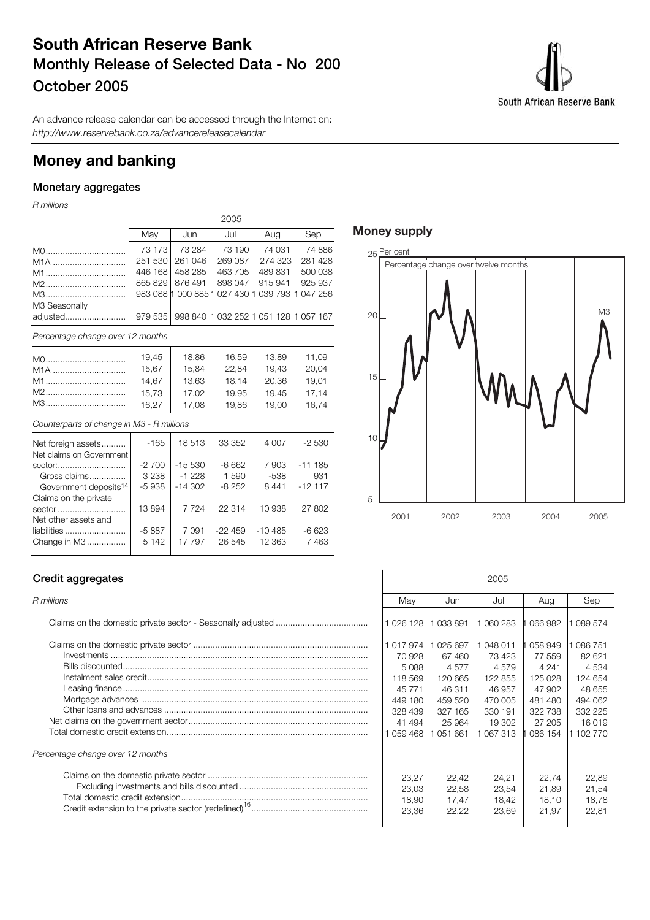# South African Reserve Bank

## Monthly Release of Selected Data - No 200

## October 2005

An advance release calendar can be accessed through the Internet on:
*http://www.reservebank.co.za/advancereleasecalendar*

# Money and banking

### Monetary aggregates

*R millions*

| | 2005 | | | | |
|---|---|---|---|---|---|
| | May | Jun | Jul | Aug | Sep |
| M0 | 73 173 | 73 284 | 73 190 | 74 031 | 74 886 |
| M1A | 251 530 | 261 046 | 269 087 | 274 323 | 281 428 |
| M1 | 446 168 | 458 285 | 463 705 | 489 831 | 500 038 |
| M2 | 865 829 | 876 491 | 898 047 | 915 941 | 925 937 |
| M3 | 983 088 | 1 000 885 | 1 027 430 | 1 039 793 | 1 047 256 |
| M3 Seasonally adjusted | 979 535 | 998 840 | 1 032 252 | 1 051 128 | 1 057 167 |

*Percentage change over 12 months*

| | May | Jun | Jul | Aug | Sep |
|---|---|---|---|---|---|
| M0 | 19,45 | 18,86 | 16,59 | 13,89 | 11,09 |
| M1A | 15,67 | 15,84 | 22,84 | 19,43 | 20,04 |
| M1 | 14,67 | 13,63 | 18,14 | 20.36 | 19,01 |
| M2 | 15,73 | 17,02 | 19,95 | 19,45 | 17,14 |
| M3 | 16,27 | 17,08 | 19,86 | 19,00 | 16,74 |

*Counterparts of change in M3 - R millions*

| | May | Jun | Jul | Aug | Sep |
|---|---|---|---|---|---|
| Net foreign assets | -165 | 18 513 | 33 352 | 4 007 | -2 530 |
| Net claims on Government sector: | -2 700 | -15 530 | -6 662 | 7 903 | -11 185 |
| Gross claims | 3 238 | -1 228 | 1 590 | -538 | 931 |
| Government deposits[14] | -5 938 | -14 302 | -8 252 | 8 441 | -12 117 |
| Claims on the private sector | 13 894 | 7 724 | 22 314 | 10 938 | 27 802 |
| Net other assets and liabilities | -5 887 | 7 091 | -22 459 | -10 485 | -6 623 |
| Change in M3 | 5 142 | 17 797 | 26 545 | 12 363 | 7 463 |

### Money supply

Per cent

Percentage change over twelve months

M3

2001 2002 2003 2004 2005

### Credit aggregates

*R millions*

| | 2005 | | | | |
|---|---|---|---|---|---|
| | May | Jun | Jul | Aug | Sep |
| Claims on the domestic private sector - Seasonally adjusted | 1 026 128 | 1 033 891 | 1 060 283 | 1 066 982 | 1 089 574 |
| Claims on the domestic private sector | 1 017 974 | 1 025 697 | 1 048 011 | 1 058 949 | 1 086 751 |
| Investments | 70 928 | 67 460 | 73 423 | 77 559 | 82 621 |
| Bills discounted | 5 088 | 4 577 | 4 579 | 4 241 | 4 534 |
| Instalment sales credit | 118 569 | 120 665 | 122 855 | 125 028 | 124 654 |
| Leasing finance | 45 771 | 46 311 | 46 957 | 47 902 | 48 655 |
| Mortgage advances | 449 180 | 459 520 | 470 005 | 481 480 | 494 062 |
| Other loans and advances | 328 439 | 327 165 | 330 191 | 322 738 | 332 225 |
| Net claims on the government sector | 41 494 | 25 964 | 19 302 | 27 205 | 16 019 |
| Total domestic credit extension | 1 059 468 | 1 051 661 | 1 067 313 | 1 086 154 | 1 102 770 |
| *Percentage change over 12 months* | | | | | |
| Claims on the domestic private sector | 23,27 | 22,42 | 24,21 | 22,74 | 22,89 |
| Excluding investments and bills discounted | 23,03 | 22,58 | 23,54 | 21,89 | 21,54 |
| Total domestic credit extension | 18,90 | 17,47 | 18,42 | 18,10 | 18,78 |
| Credit extension to the private sector (redefined)[16] | 23,36 | 22,22 | 23,69 | 21,97 | 22,81 |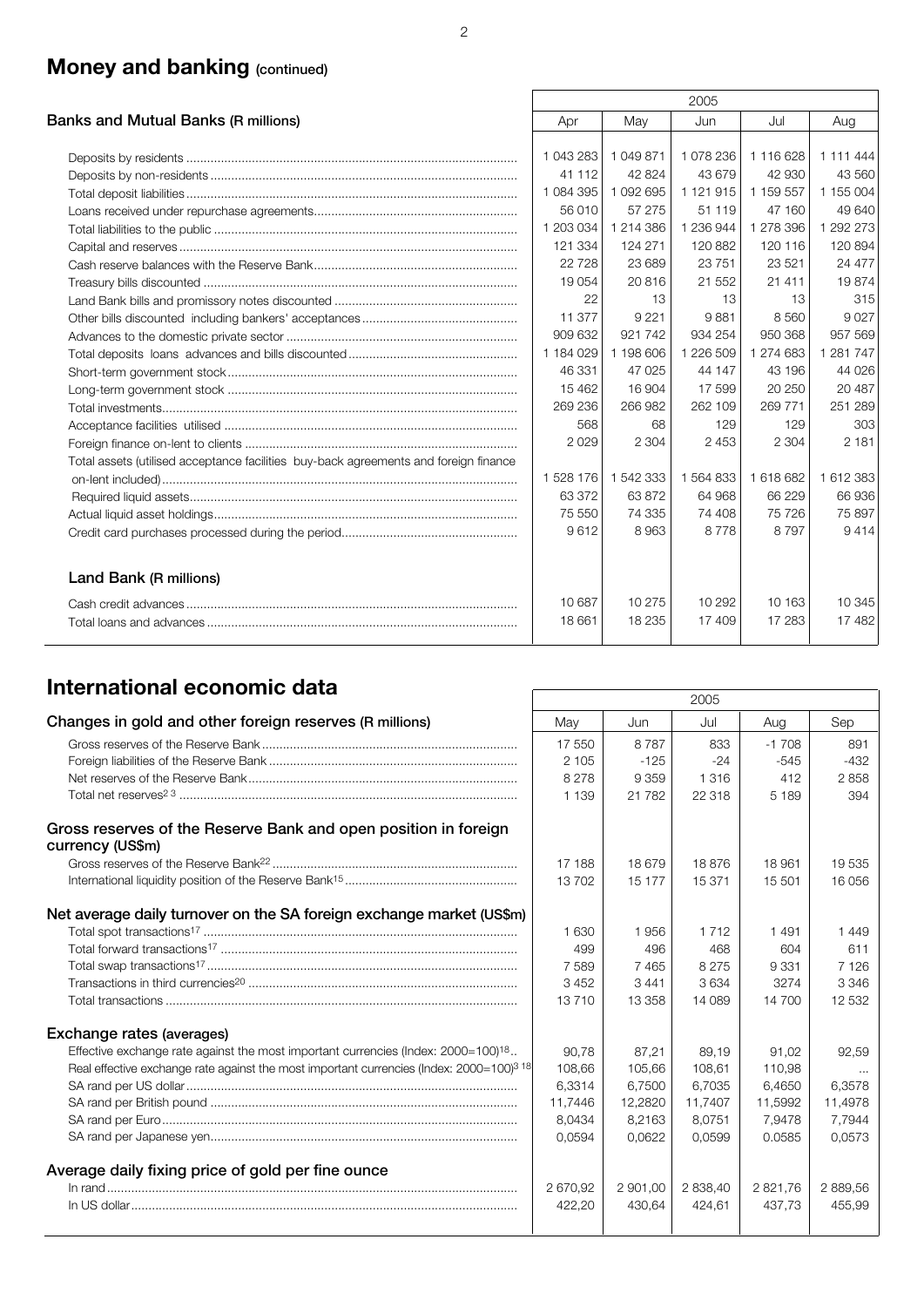## Money and banking (continued)

| Banks and Mutual Banks (R millions) | 2005 | | | | |
|---|---|---|---|---|---|
| | Apr | May | Jun | Jul | Aug |
| Deposits by residents | 1 043 283 | 1 049 871 | 1 078 236 | 1 116 628 | 1 111 444 |
| Deposits by non-residents | 41 112 | 42 824 | 43 679 | 42 930 | 43 560 |
| Total deposit liabilities | 1 084 395 | 1 092 695 | 1 121 915 | 1 159 557 | 1 155 004 |
| Loans received under repurchase agreements | 56 010 | 57 275 | 51 119 | 47 160 | 49 640 |
| Total liabilities to the public | 1 203 034 | 1 214 386 | 1 236 944 | 1 278 396 | 1 292 273 |
| Capital and reserves | 121 334 | 124 271 | 120 882 | 120 116 | 120 894 |
| Cash reserve balances with the Reserve Bank | 22 728 | 23 689 | 23 751 | 23 521 | 24 477 |
| Treasury bills discounted | 19 054 | 20 816 | 21 552 | 21 411 | 19 874 |
| Land Bank bills and promissory notes discounted | 22 | 13 | 13 | 13 | 315 |
| Other bills discounted including bankers' acceptances | 11 377 | 9 221 | 9 881 | 8 560 | 9 027 |
| Advances to the domestic private sector | 909 632 | 921 742 | 934 254 | 950 368 | 957 569 |
| Total deposits loans advances and bills discounted | 1 184 029 | 1 198 606 | 1 226 509 | 1 274 683 | 1 281 747 |
| Short-term government stock | 46 331 | 47 025 | 44 147 | 43 196 | 44 026 |
| Long-term government stock | 15 462 | 16 904 | 17 599 | 20 250 | 20 487 |
| Total investments | 269 236 | 266 982 | 262 109 | 269 771 | 251 289 |
| Acceptance facilities utilised | 568 | 68 | 129 | 129 | 303 |
| Foreign finance on-lent to clients | 2 029 | 2 304 | 2 453 | 2 304 | 2 181 |
| Total assets (utilised acceptance facilities buy-back agreements and foreign finance on-lent included) | 1 528 176 | 1 542 333 | 1 564 833 | 1 618 682 | 1 612 383 |
| Required liquid assets | 63 372 | 63 872 | 64 968 | 66 229 | 66 936 |
| Actual liquid asset holdings | 75 550 | 74 335 | 74 408 | 75 726 | 75 897 |
| Credit card purchases processed during the period | 9 612 | 8 963 | 8 778 | 8 797 | 9 414 |
| **Land Bank (R millions)** | | | | | |
| Cash credit advances | 10 687 | 10 275 | 10 292 | 10 163 | 10 345 |
| Total loans and advances | 18 661 | 18 235 | 17 409 | 17 283 | 17 482 |

## International economic data

| | 2005 | | | | |
|---|---|---|---|---|---|
| **Changes in gold and other foreign reserves (R millions)** | May | Jun | Jul | Aug | Sep |
| Gross reserves of the Reserve Bank | 17 550 | 8 787 | 833 | -1 708 | 891 |
| Foreign liabilities of the Reserve Bank | 2 105 | -125 | -24 | -545 | -432 |
| Net reserves of the Reserve Bank | 8 278 | 9 359 | 1 316 | 412 | 2 858 |
| Total net reserves[2 3] | 1 139 | 21 782 | 22 318 | 5 189 | 394 |
| **Gross reserves of the Reserve Bank and open position in foreign currency (US$m)** | | | | | |
| Gross reserves of the Reserve Bank[22] | 17 188 | 18 679 | 18 876 | 18 961 | 19 535 |
| International liquidity position of the Reserve Bank[15] | 13 702 | 15 177 | 15 371 | 15 501 | 16 056 |
| **Net average daily turnover on the SA foreign exchange market (US$m)** | | | | | |
| Total spot transactions[17] | 1 630 | 1 956 | 1 712 | 1 491 | 1 449 |
| Total forward transactions[17] | 499 | 496 | 468 | 604 | 611 |
| Total swap transactions[17] | 7 589 | 7 465 | 8 275 | 9 331 | 7 126 |
| Transactions in third currencies[20] | 3 452 | 3 441 | 3 634 | 3274 | 3 346 |
| Total transactions | 13 710 | 13 358 | 14 089 | 14 700 | 12 532 |
| **Exchange rates (averages)** | | | | | |
| Effective exchange rate against the most important currencies (Index: 2000=100)[18] .. | 90,78 | 87,21 | 89,19 | 91,02 | 92,59 |
| Real effective exchange rate against the most important currencies (Index: 2000=100)[3 18] | 108,66 | 105,66 | 108,61 | 110,98 | ... |
| SA rand per US dollar | 6,3314 | 6,7500 | 6,7035 | 6,4650 | 6,3578 |
| SA rand per British pound | 11,7446 | 12,2820 | 11,7407 | 11,5992 | 11,4978 |
| SA rand per Euro | 8,0434 | 8,2163 | 8,0751 | 7,9478 | 7,7944 |
| SA rand per Japanese yen | 0,0594 | 0,0622 | 0,0599 | 0.0585 | 0,0573 |
| **Average daily fixing price of gold per fine ounce** | | | | | |
| In rand | 2 670,92 | 2 901,00 | 2 838,40 | 2 821,76 | 2 889,56 |
| In US dollar | 422,20 | 430,64 | 424,61 | 437,73 | 455,99 |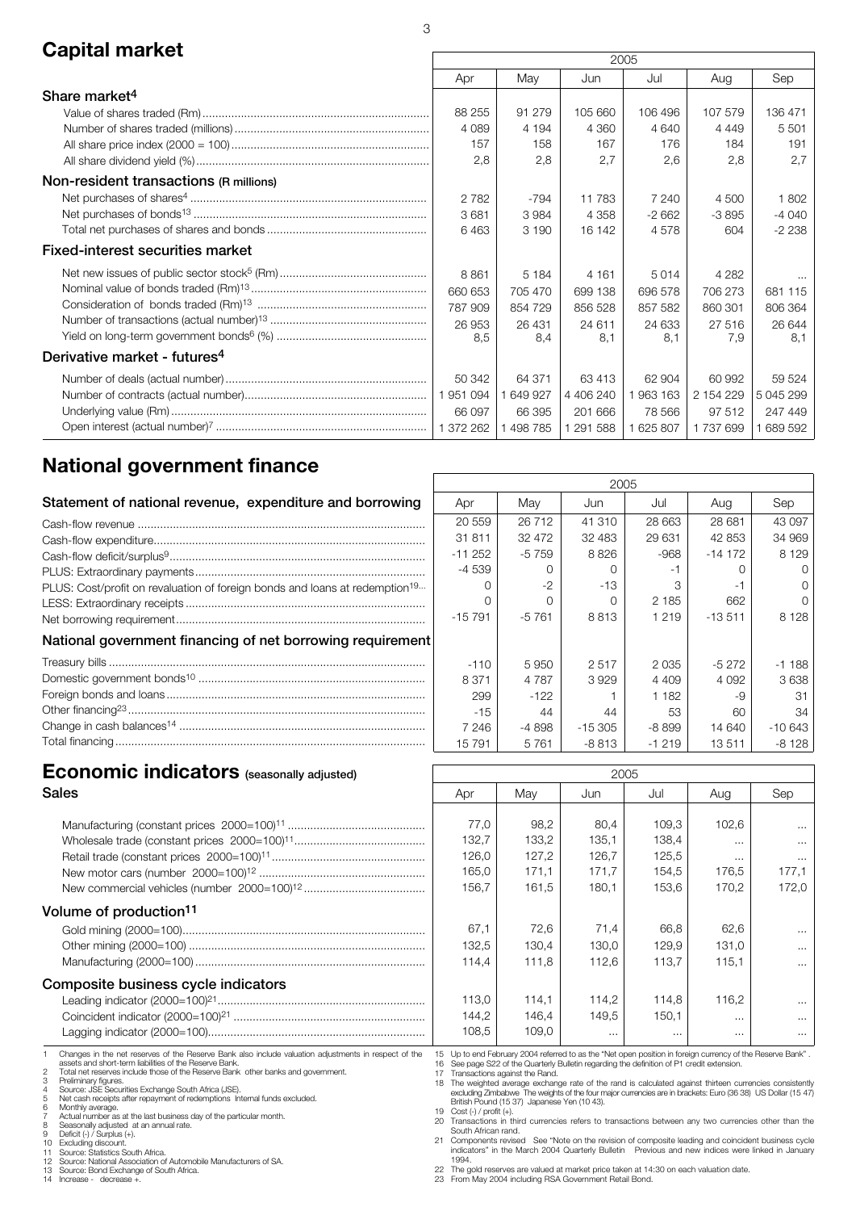## Capital market

| | 2005 | | | | | |
|---|---|---|---|---|---|---|
| | Apr | May | Jun | Jul | Aug | Sep |
| **Share market[4]** | | | | | | |
| Value of shares traded (Rm) | 88 255 | 91 279 | 105 660 | 106 496 | 107 579 | 136 471 |
| Number of shares traded (millions) | 4 089 | 4 194 | 4 360 | 4 640 | 4 449 | 5 501 |
| All share price index (2000 = 100) | 157 | 158 | 167 | 176 | 184 | 191 |
| All share dividend yield (%) | 2,8 | 2,8 | 2,7 | 2,6 | 2,8 | 2,7 |
| **Non-resident transactions (R millions)** | | | | | | |
| Net purchases of shares[4] | 2 782 | -794 | 11 783 | 7 240 | 4 500 | 1 802 |
| Net purchases of bonds[13] | 3 681 | 3 984 | 4 358 | -2 662 | -3 895 | -4 040 |
| Total net purchases of shares and bonds | 6 463 | 3 190 | 16 142 | 4 578 | 604 | -2 238 |
| **Fixed-interest securities market** | | | | | | |
| Net new issues of public sector stock[5] (Rm) | 8 861 | 5 184 | 4 161 | 5 014 | 4 282 | ... |
| Nominal value of bonds traded (Rm)[13] | 660 653 | 705 470 | 699 138 | 696 578 | 706 273 | 681 115 |
| Consideration of bonds traded (Rm)[13] | 787 909 | 854 729 | 856 528 | 857 582 | 860 301 | 806 364 |
| Number of transactions (actual number)[13] | 26 953 | 26 431 | 24 611 | 24 633 | 27 516 | 26 644 |
| Yield on long-term government bonds[6] (%) | 8,5 | 8,4 | 8,1 | 8,1 | 7,9 | 8,1 |
| **Derivative market - futures[4]** | | | | | | |
| Number of deals (actual number) | 50 342 | 64 371 | 63 413 | 62 904 | 60 992 | 59 524 |
| Number of contracts (actual number) | 1 951 094 | 1 649 927 | 4 406 240 | 1 963 163 | 2 154 229 | 5 045 299 |
| Underlying value (Rm) | 66 097 | 66 395 | 201 666 | 78 566 | 97 512 | 247 449 |
| Open interest (actual number)[7] | 1 372 262 | 1 498 785 | 1 291 588 | 1 625 807 | 1 737 699 | 1 689 592 |

## National government finance

| | 2005 | | | | | |
|---|---|---|---|---|---|---|
| **Statement of national revenue, expenditure and borrowing** | Apr | May | Jun | Jul | Aug | Sep |
| Cash-flow revenue | 20 559 | 26 712 | 41 310 | 28 663 | 28 681 | 43 097 |
| Cash-flow expenditure | 31 811 | 32 472 | 32 483 | 29 631 | 42 853 | 34 969 |
| Cash-flow deficit/surplus[9] | -11 252 | -5 759 | 8 826 | -968 | -14 172 | 8 129 |
| PLUS: Extraordinary payments | -4 539 | 0 | 0 | -1 | 0 | 0 |
| PLUS: Cost/profit on revaluation of foreign bonds and loans at redemption[19] | 0 | -2 | -13 | 3 | -1 | 0 |
| LESS: Extraordinary receipts | 0 | 0 | 0 | 2 185 | 662 | 0 |
| Net borrowing requirement | -15 791 | -5 761 | 8 813 | 1 219 | -13 511 | 8 128 |
| **National government financing of net borrowing requirement** | | | | | | |
| Treasury bills | -110 | 5 950 | 2 517 | 2 035 | -5 272 | -1 188 |
| Domestic government bonds[10] | 8 371 | 4 787 | 3 929 | 4 409 | 4 092 | 3 638 |
| Foreign bonds and loans | 299 | -122 | 1 | 1 182 | -9 | 31 |
| Other financing[23] | -15 | 44 | 44 | 53 | 60 | 34 |
| Change in cash balances[14] | 7 246 | -4 898 | -15 305 | -8 899 | 14 640 | -10 643 |
| Total financing | 15 791 | 5 761 | -8 813 | -1 219 | 13 511 | -8 128 |

## Economic indicators (seasonally adjusted)

| | 2005 | | | | | |
|---|---|---|---|---|---|---|
| **Sales** | Apr | May | Jun | Jul | Aug | Sep |
| Manufacturing (constant prices 2000=100)[11] | 77,0 | 98,2 | 80,4 | 109,3 | 102,6 | ... |
| Wholesale trade (constant prices 2000=100)[11] | 132,7 | 133,2 | 135,1 | 138,4 | ... | ... |
| Retail trade (constant prices 2000=100)[11] | 126,0 | 127,2 | 126,7 | 125,5 | ... | ... |
| New motor cars (number 2000=100)[12] | 165,0 | 171,1 | 171,7 | 154,5 | 176,5 | 177,1 |
| New commercial vehicles (number 2000=100)[12] | 156,7 | 161,5 | 180,1 | 153,6 | 170,2 | 172,0 |
| **Volume of production[11]** | | | | | | |
| Gold mining (2000=100) | 67,1 | 72,6 | 71,4 | 66,8 | 62,6 | ... |
| Other mining (2000=100) | 132,5 | 130,4 | 130,0 | 129,9 | 131,0 | ... |
| Manufacturing (2000=100) | 114,4 | 111,8 | 112,6 | 113,7 | 115,1 | ... |
| **Composite business cycle indicators** | | | | | | |
| Leading indicator (2000=100)[21] | 113,0 | 114,1 | 114,2 | 114,8 | 116,2 | ... |
| Coincident indicator (2000=100)[21] | 144,2 | 146,4 | 149,5 | 150,1 | ... | ... |
| Lagging indicator (2000=100) | 108,5 | 109,0 | ... | ... | ... | ... |

1 Changes in the net reserves of the Reserve Bank also include valuation adjustments in respect of the assets and short-term liabilities of the Reserve Bank.
2 Total net reserves include those of the Reserve Bank other banks and government.
3 Preliminary figures.
4 Source: JSE Securities Exchange South Africa (JSE).
5 Net cash receipts after repayment of redemptions Internal funds excluded.
6 Monthly average.
7 Actual number as at the last business day of the particular month.
8 Seasonally adjusted at an annual rate.
9 Deficit (-) / Surplus (+).
10 Excluding discount.
11 Source: Statistics South Africa.
12 Source: National Association of Automobile Manufacturers of SA.
13 Source: Bond Exchange of South Africa.
14 Increase - decrease +.
15 Up to end February 2004 referred to as the "Net open position in foreign currency of the Reserve Bank".
16 See page S22 of the Quarterly Bulletin regarding the definition of P1 credit extension.
17 Transactions against the Rand.
18 The weighted average exchange rate of the rand is calculated against thirteen currencies consistently excluding Zimbabwe The weights of the four major currencies are in brackets: Euro (36 38) US Dollar (15 47) British Pound (15 37) Japanese Yen (10 43).
19 Cost (-) / profit (+).
20 Transactions in third currencies refers to transactions between any two currencies other than the South African rand.
21 Components revised See "Note on the revision of composite leading and coincident business cycle indicators" in the March 2004 Quarterly Bulletin Previous and new indices were linked in January 1994.
22 The gold reserves are valued at market price taken at 14:30 on each valuation date.
23 From May 2004 including RSA Government Retail Bond.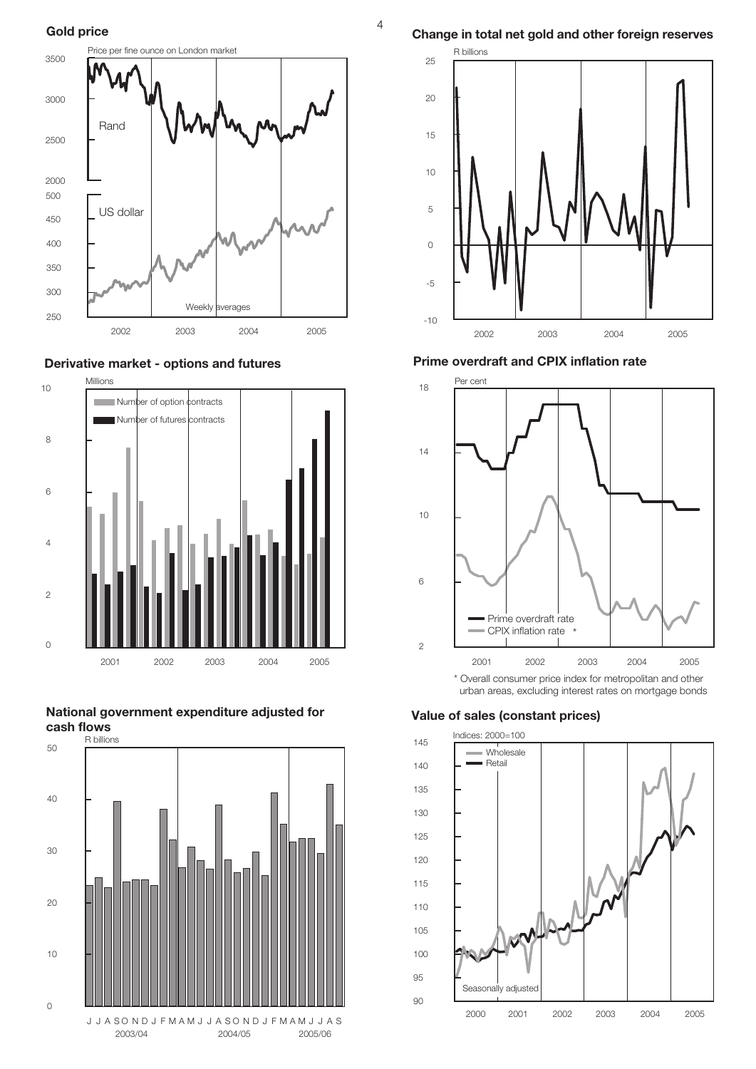## Gold price

Price per fine ounce on London market

3500
3000
2500
2000
500
450
400
350
300
250

Rand

US dollar

Weekly averages

2002 2003 2004 2005

## Change in total net gold and other foreign reserves

R billions

25
20
15
10
5
0
-5
-10

2002 2003 2004 2005

## Derivative market - options and futures

Millions

10
8
6
4
2
0

Number of option contracts

Number of futures contracts

2001 2002 2003 2004 2005

## Prime overdraft and CPIX inflation rate

Per cent

18
14
10
6
2

Prime overdraft rate

CPIX inflation rate *

2001 2002 2003 2004 2005

\* Overall consumer price index for metropolitan and other urban areas, excluding interest rates on mortgage bonds

## National government expenditure adjusted for cash flows

R billions

50
40
30
20
10
0

J J A S O N D J F M A M J J A S O N D J F M A M J J A S

2003/04 2004/05 2005/06

## Value of sales (constant prices)

Indices: 2000=100

145
140
135
130
125
120
115
110
105
100
95
90

Wholesale

Retail

Seasonally adjusted

2000 2001 2002 2003 2004 2005